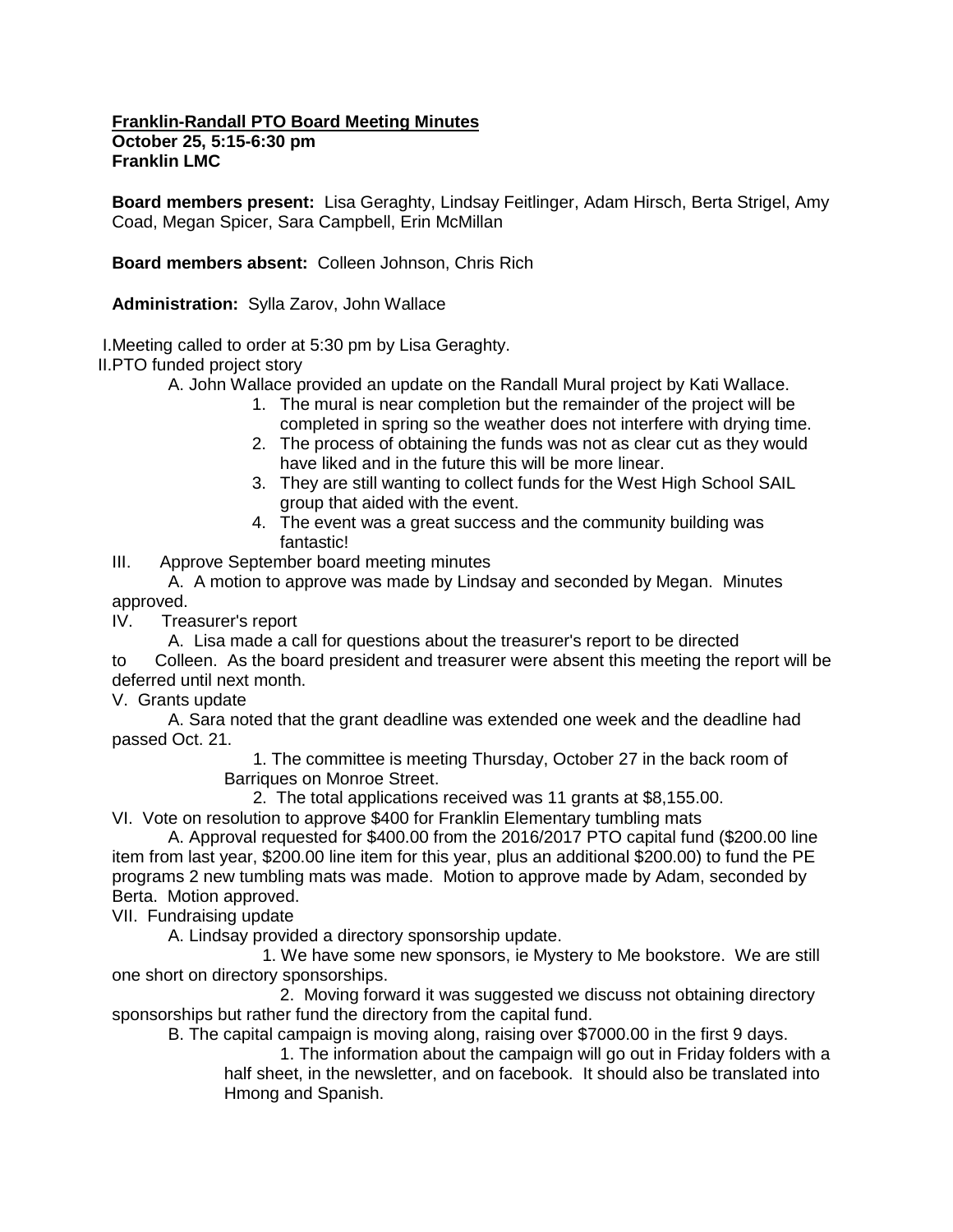**<u>Franklin-Randall PTO Board Meeting Minutes</u>**
**October 25, 5:15-6:30 pm**
**Franklin LMC**

**Board members present:** Lisa Geraghty, Lindsay Feitlinger, Adam Hirsch, Berta Strigel, Amy Coad, Megan Spicer, Sara Campbell, Erin McMillan

**Board members absent:** Colleen Johnson, Chris Rich

**Administration:** Sylla Zarov, John Wallace

I. Meeting called to order at 5:30 pm by Lisa Geraghty.

II. PTO funded project story
   - A. John Wallace provided an update on the Randall Mural project by Kati Wallace.
     1. The mural is near completion but the remainder of the project will be completed in spring so the weather does not interfere with drying time.
     2. The process of obtaining the funds was not as clear cut as they would have liked and in the future this will be more linear.
     3. They are still wanting to collect funds for the West High School SAIL group that aided with the event.
     4. The event was a great success and the community building was fantastic!

III. Approve September board meeting minutes
   - A. A motion to approve was made by Lindsay and seconded by Megan. Minutes approved.

IV. Treasurer's report
   - A. Lisa made a call for questions about the treasurer's report to be directed to Colleen. As the board president and treasurer were absent this meeting the report will be deferred until next month.

V. Grants update
   - A. Sara noted that the grant deadline was extended one week and the deadline had passed Oct. 21.
     1. The committee is meeting Thursday, October 27 in the back room of Barriques on Monroe Street.
     2. The total applications received was 11 grants at $8,155.00.

VI. Vote on resolution to approve $400 for Franklin Elementary tumbling mats
   - A. Approval requested for $400.00 from the 2016/2017 PTO capital fund ($200.00 line item from last year, $200.00 line item for this year, plus an additional $200.00) to fund the PE programs 2 new tumbling mats was made. Motion to approve made by Adam, seconded by Berta. Motion approved.

VII. Fundraising update
   - A. Lindsay provided a directory sponsorship update.
     1. We have some new sponsors, ie Mystery to Me bookstore. We are still one short on directory sponsorships.
     2. Moving forward it was suggested we discuss not obtaining directory sponsorships but rather fund the directory from the capital fund.
   - B. The capital campaign is moving along, raising over $7000.00 in the first 9 days.
     1. The information about the campaign will go out in Friday folders with a half sheet, in the newsletter, and on facebook. It should also be translated into Hmong and Spanish.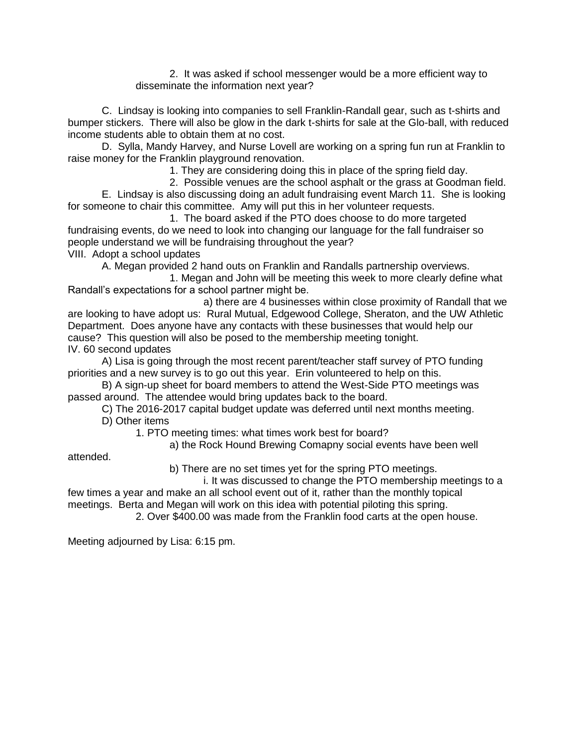2. It was asked if school messenger would be a more efficient way to disseminate the information next year?

C. Lindsay is looking into companies to sell Franklin-Randall gear, such as t-shirts and bumper stickers. There will also be glow in the dark t-shirts for sale at the Glo-ball, with reduced income students able to obtain them at no cost.

D. Sylla, Mandy Harvey, and Nurse Lovell are working on a spring fun run at Franklin to raise money for the Franklin playground renovation.

1. They are considering doing this in place of the spring field day.
2. Possible venues are the school asphalt or the grass at Goodman field.

E. Lindsay is also discussing doing an adult fundraising event March 11. She is looking for someone to chair this committee. Amy will put this in her volunteer requests.

1. The board asked if the PTO does choose to do more targeted fundraising events, do we need to look into changing our language for the fall fundraiser so people understand we will be fundraising throughout the year?

VIII. Adopt a school updates

A. Megan provided 2 hand outs on Franklin and Randalls partnership overviews.

1. Megan and John will be meeting this week to more clearly define what Randall's expectations for a school partner might be.

a) there are 4 businesses within close proximity of Randall that we are looking to have adopt us: Rural Mutual, Edgewood College, Sheraton, and the UW Athletic Department. Does anyone have any contacts with these businesses that would help our cause? This question will also be posed to the membership meeting tonight.

IV. 60 second updates

A) Lisa is going through the most recent parent/teacher staff survey of PTO funding priorities and a new survey is to go out this year. Erin volunteered to help on this.

B) A sign-up sheet for board members to attend the West-Side PTO meetings was passed around. The attendee would bring updates back to the board.

C) The 2016-2017 capital budget update was deferred until next months meeting.

D) Other items

1. PTO meeting times: what times work best for board?

a) the Rock Hound Brewing Comapny social events have been well attended.

b) There are no set times yet for the spring PTO meetings.

i. It was discussed to change the PTO membership meetings to a few times a year and make an all school event out of it, rather than the monthly topical meetings. Berta and Megan will work on this idea with potential piloting this spring.

2. Over $400.00 was made from the Franklin food carts at the open house.

Meeting adjourned by Lisa: 6:15 pm.